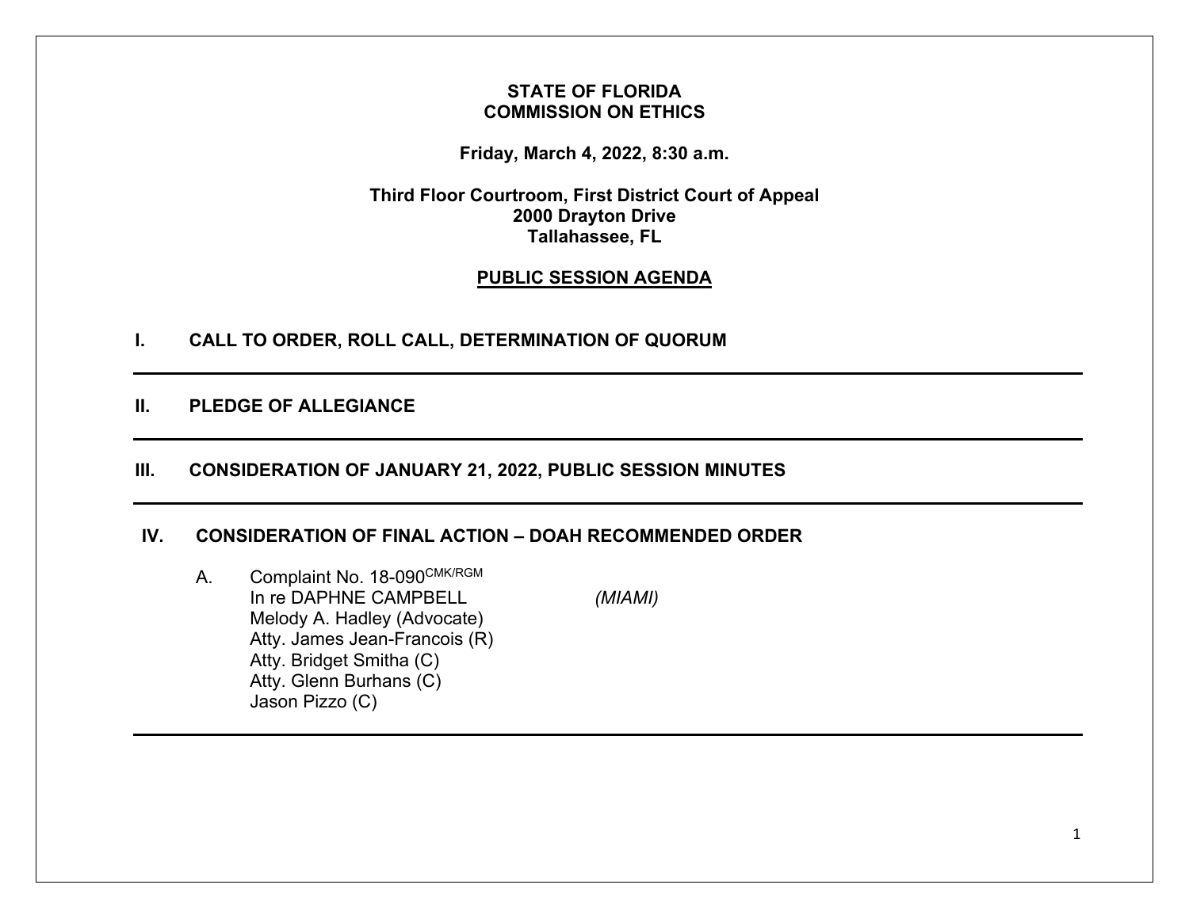**STATE OF FLORIDA**
**COMMISSION ON ETHICS**

**Friday, March 4, 2022, 8:30 a.m.**

**Third Floor Courtroom, First District Court of Appeal**
**2000 Drayton Drive**
**Tallahassee, FL**

## PUBLIC SESSION AGENDA

## I. CALL TO ORDER, ROLL CALL, DETERMINATION OF QUORUM

---

## II. PLEDGE OF ALLEGIANCE

---

## III. CONSIDERATION OF JANUARY 21, 2022, PUBLIC SESSION MINUTES

---

## IV. CONSIDERATION OF FINAL ACTION – DOAH RECOMMENDED ORDER

A. Complaint No. 18-090[CMK/RGM]
In re DAPHNE CAMPBELL *(MIAMI)*
Melody A. Hadley (Advocate)
Atty. James Jean-Francois (R)
Atty. Bridget Smitha (C)
Atty. Glenn Burhans (C)
Jason Pizzo (C)

---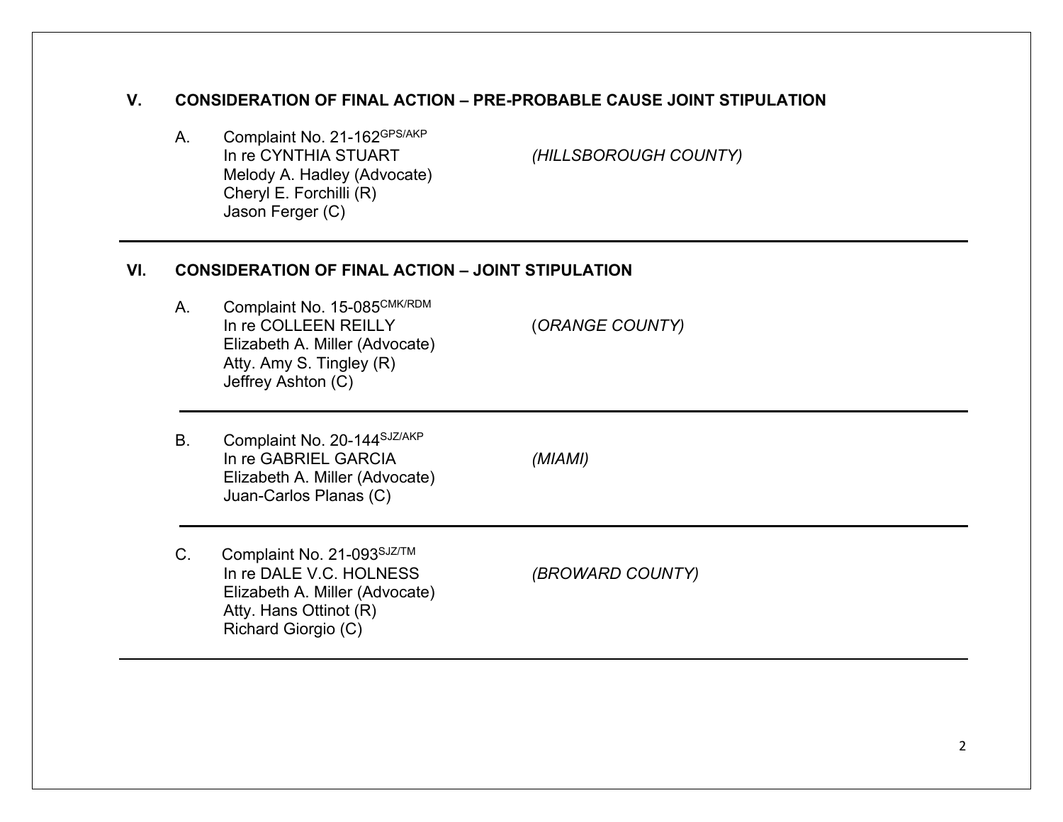## V. CONSIDERATION OF FINAL ACTION – PRE-PROBABLE CAUSE JOINT STIPULATION

A. Complaint No. 21-162[GPS/AKP]
In re CYNTHIA STUART *(HILLSBOROUGH COUNTY)*
Melody A. Hadley (Advocate)
Cheryl E. Forchilli (R)
Jason Ferger (C)

---

## VI. CONSIDERATION OF FINAL ACTION – JOINT STIPULATION

A. Complaint No. 15-085[CMK/RDM]
In re COLLEEN REILLY (*ORANGE COUNTY)*
Elizabeth A. Miller (Advocate)
Atty. Amy S. Tingley (R)
Jeffrey Ashton (C)

---

B. Complaint No. 20-144[SJZ/AKP]
In re GABRIEL GARCIA *(MIAMI)*
Elizabeth A. Miller (Advocate)
Juan-Carlos Planas (C)

---

C. Complaint No. 21-093[SJZ/TM]
In re DALE V.C. HOLNESS *(BROWARD COUNTY)*
Elizabeth A. Miller (Advocate)
Atty. Hans Ottinot (R)
Richard Giorgio (C)

---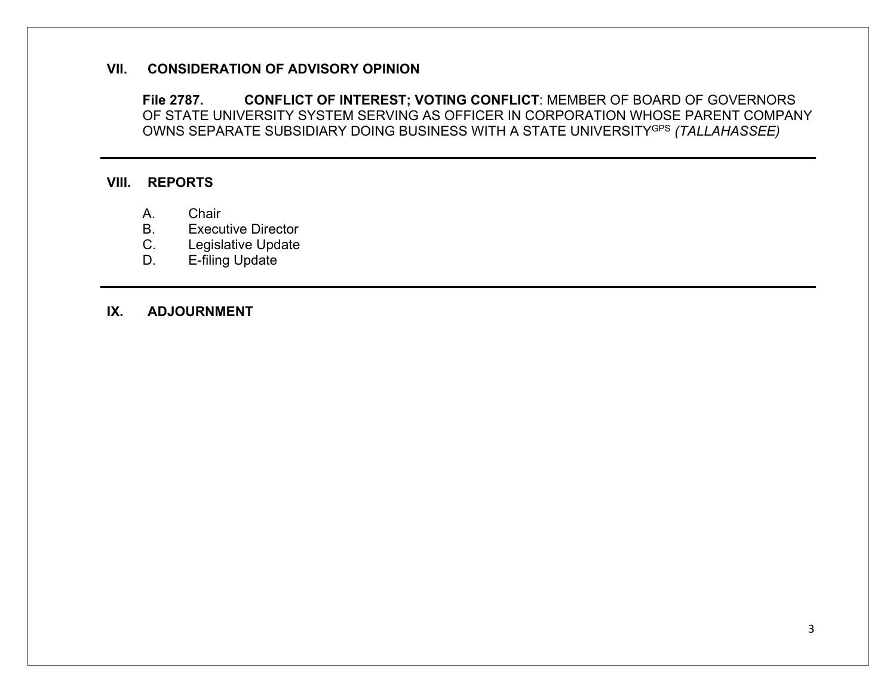## VII. CONSIDERATION OF ADVISORY OPINION

**File 2787. CONFLICT OF INTEREST; VOTING CONFLICT**: MEMBER OF BOARD OF GOVERNORS OF STATE UNIVERSITY SYSTEM SERVING AS OFFICER IN CORPORATION WHOSE PARENT COMPANY OWNS SEPARATE SUBSIDIARY DOING BUSINESS WITH A STATE UNIVERSITY[GPS] *(TALLAHASSEE)*

---

## VIII. REPORTS

A. Chair
B. Executive Director
C. Legislative Update
D. E-filing Update

---

## IX. ADJOURNMENT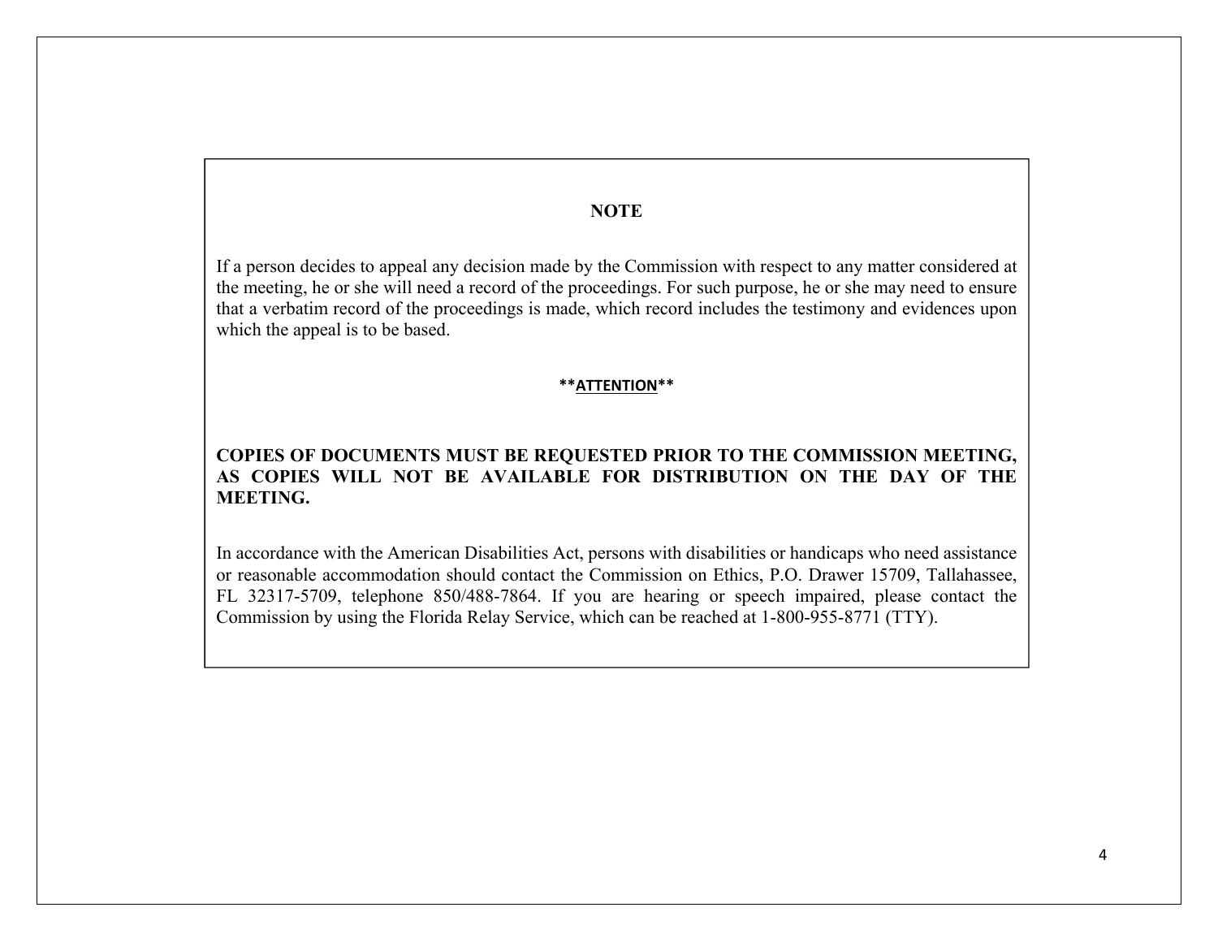**NOTE**

If a person decides to appeal any decision made by the Commission with respect to any matter considered at the meeting, he or she will need a record of the proceedings. For such purpose, he or she may need to ensure that a verbatim record of the proceedings is made, which record includes the testimony and evidences upon which the appeal is to be based.

****ATTENTION****

**COPIES OF DOCUMENTS MUST BE REQUESTED PRIOR TO THE COMMISSION MEETING, AS COPIES WILL NOT BE AVAILABLE FOR DISTRIBUTION ON THE DAY OF THE MEETING.**

In accordance with the American Disabilities Act, persons with disabilities or handicaps who need assistance or reasonable accommodation should contact the Commission on Ethics, P.O. Drawer 15709, Tallahassee, FL 32317-5709, telephone 850/488-7864. If you are hearing or speech impaired, please contact the Commission by using the Florida Relay Service, which can be reached at 1-800-955-8771 (TTY).